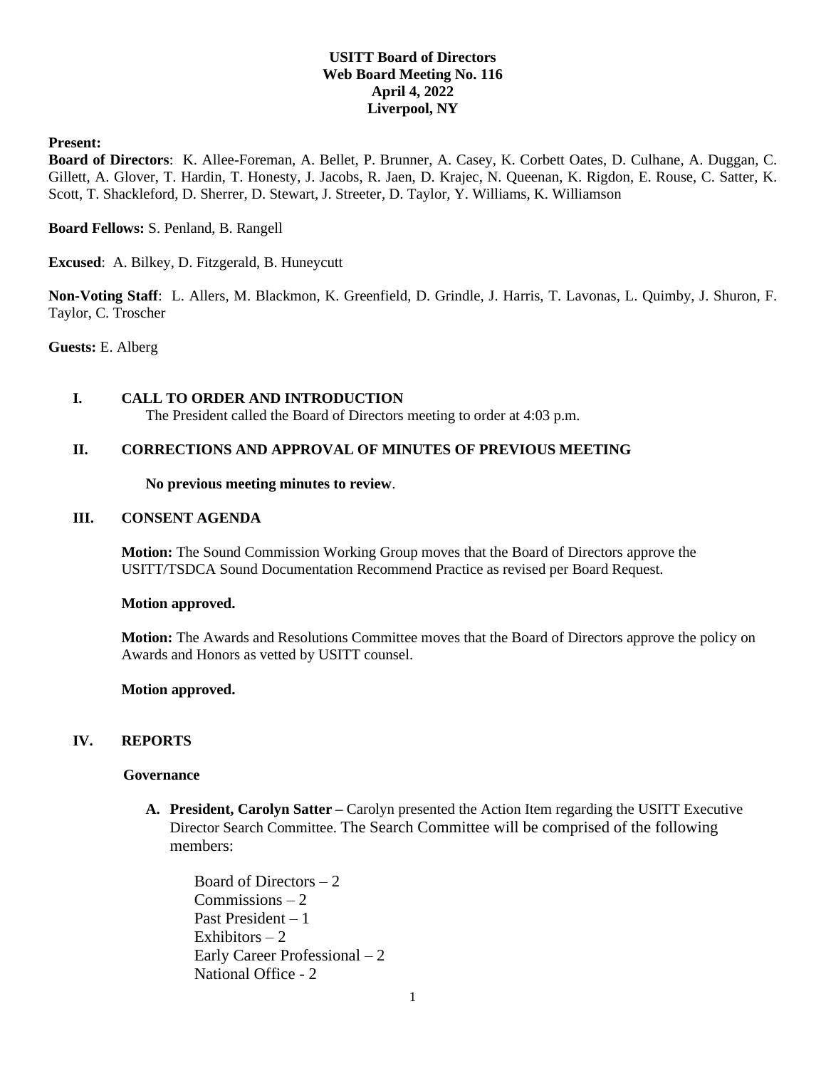**USITT Board of Directors**
**Web Board Meeting No. 116**
**April 4, 2022**
**Liverpool, NY**

**Present:**

**Board of Directors**: K. Allee-Foreman, A. Bellet, P. Brunner, A. Casey, K. Corbett Oates, D. Culhane, A. Duggan, C. Gillett, A. Glover, T. Hardin, T. Honesty, J. Jacobs, R. Jaen, D. Krajec, N. Queenan, K. Rigdon, E. Rouse, C. Satter, K. Scott, T. Shackleford, D. Sherrer, D. Stewart, J. Streeter, D. Taylor, Y. Williams, K. Williamson

**Board Fellows:** S. Penland, B. Rangell

**Excused**: A. Bilkey, D. Fitzgerald, B. Huneycutt

**Non-Voting Staff**: L. Allers, M. Blackmon, K. Greenfield, D. Grindle, J. Harris, T. Lavonas, L. Quimby, J. Shuron, F. Taylor, C. Troscher

**Guests:** E. Alberg

## I. CALL TO ORDER AND INTRODUCTION

The President called the Board of Directors meeting to order at 4:03 p.m.

## II. CORRECTIONS AND APPROVAL OF MINUTES OF PREVIOUS MEETING

**No previous meeting minutes to review**.

## III. CONSENT AGENDA

**Motion:** The Sound Commission Working Group moves that the Board of Directors approve the USITT/TSDCA Sound Documentation Recommend Practice as revised per Board Request.

**Motion approved.**

**Motion:** The Awards and Resolutions Committee moves that the Board of Directors approve the policy on Awards and Honors as vetted by USITT counsel.

**Motion approved.**

## IV. REPORTS

### Governance

**A. President, Carolyn Satter –** Carolyn presented the Action Item regarding the USITT Executive Director Search Committee. The Search Committee will be comprised of the following members:

Board of Directors – 2
Commissions – 2
Past President – 1
Exhibitors – 2
Early Career Professional – 2
National Office - 2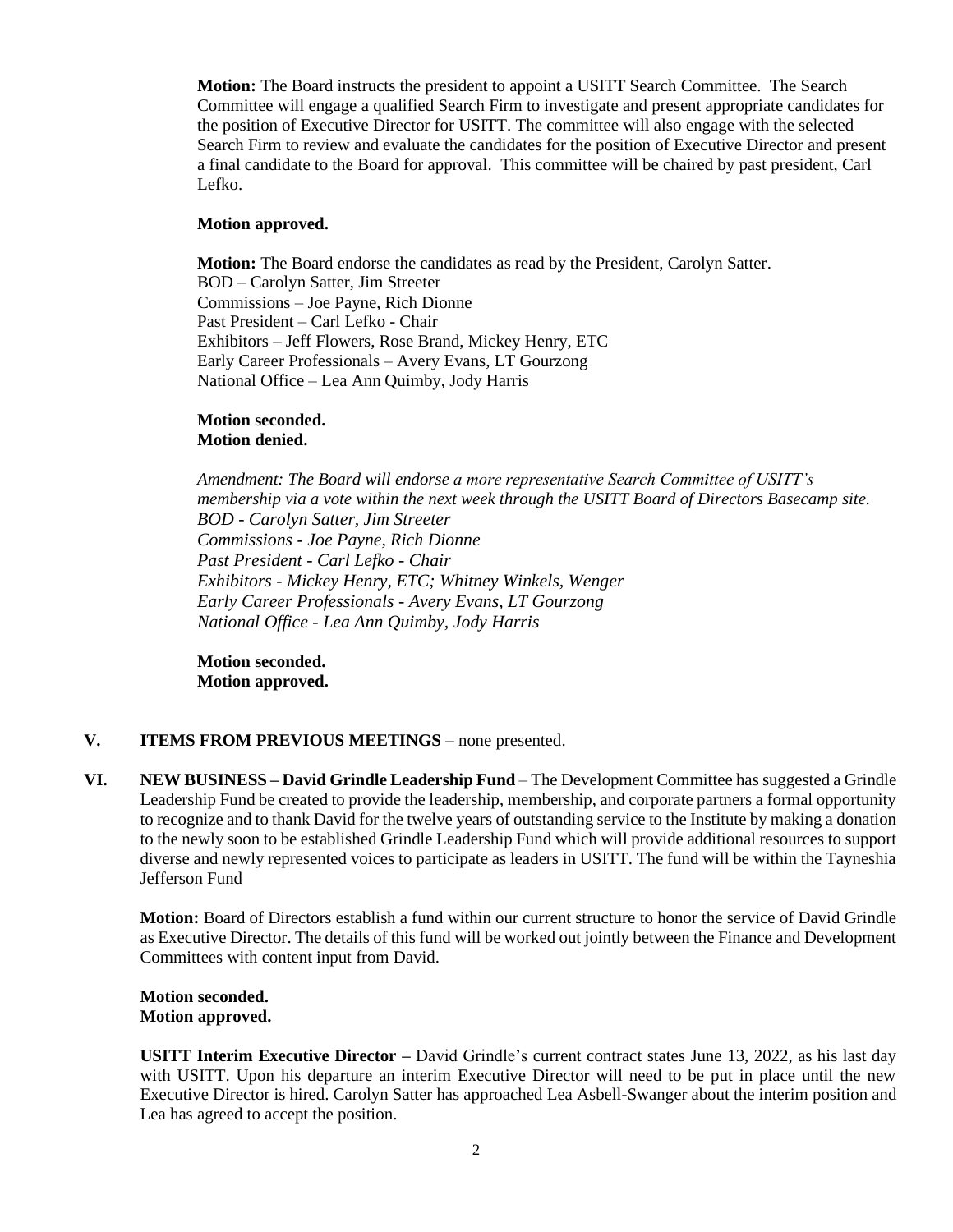**Motion:** The Board instructs the president to appoint a USITT Search Committee. The Search Committee will engage a qualified Search Firm to investigate and present appropriate candidates for the position of Executive Director for USITT. The committee will also engage with the selected Search Firm to review and evaluate the candidates for the position of Executive Director and present a final candidate to the Board for approval. This committee will be chaired by past president, Carl Lefko.

**Motion approved.**

**Motion:** The Board endorse the candidates as read by the President, Carolyn Satter.
BOD – Carolyn Satter, Jim Streeter
Commissions – Joe Payne, Rich Dionne
Past President – Carl Lefko - Chair
Exhibitors – Jeff Flowers, Rose Brand, Mickey Henry, ETC
Early Career Professionals – Avery Evans, LT Gourzong
National Office – Lea Ann Quimby, Jody Harris

**Motion seconded.**
**Motion denied.**

*Amendment: The Board will endorse a more representative Search Committee of USITT's membership via a vote within the next week through the USITT Board of Directors Basecamp site.*
*BOD - Carolyn Satter, Jim Streeter*
*Commissions - Joe Payne, Rich Dionne*
*Past President - Carl Lefko - Chair*
*Exhibitors - Mickey Henry, ETC; Whitney Winkels, Wenger*
*Early Career Professionals - Avery Evans, LT Gourzong*
*National Office - Lea Ann Quimby, Jody Harris*

**Motion seconded.**
**Motion approved.**

## V. ITEMS FROM PREVIOUS MEETINGS – none presented.

## VI. NEW BUSINESS – David Grindle Leadership Fund

**NEW BUSINESS – David Grindle Leadership Fund** – The Development Committee has suggested a Grindle Leadership Fund be created to provide the leadership, membership, and corporate partners a formal opportunity to recognize and to thank David for the twelve years of outstanding service to the Institute by making a donation to the newly soon to be established Grindle Leadership Fund which will provide additional resources to support diverse and newly represented voices to participate as leaders in USITT. The fund will be within the Tayneshia Jefferson Fund

**Motion:** Board of Directors establish a fund within our current structure to honor the service of David Grindle as Executive Director. The details of this fund will be worked out jointly between the Finance and Development Committees with content input from David.

**Motion seconded.**
**Motion approved.**

**USITT Interim Executive Director –** David Grindle's current contract states June 13, 2022, as his last day with USITT. Upon his departure an interim Executive Director will need to be put in place until the new Executive Director is hired. Carolyn Satter has approached Lea Asbell-Swanger about the interim position and Lea has agreed to accept the position.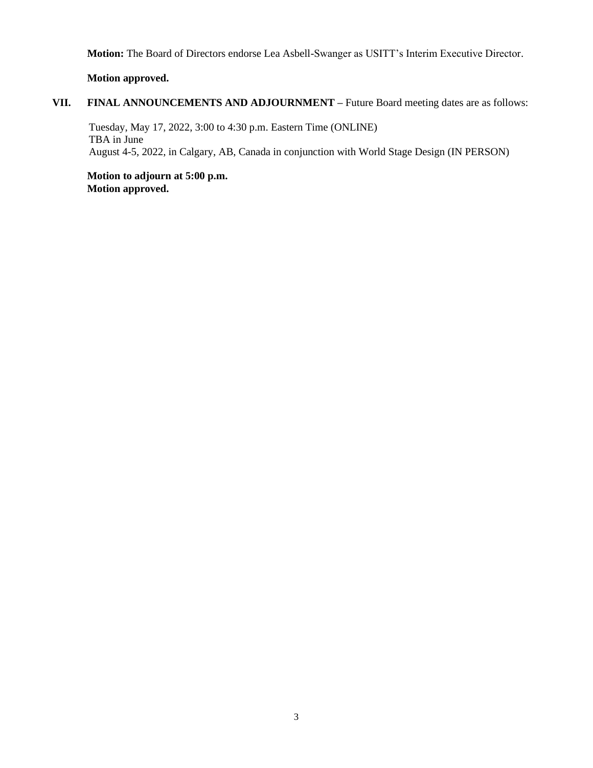**Motion:** The Board of Directors endorse Lea Asbell-Swanger as USITT's Interim Executive Director.

**Motion approved.**

**VII. FINAL ANNOUNCEMENTS AND ADJOURNMENT –** Future Board meeting dates are as follows:

Tuesday, May 17, 2022, 3:00 to 4:30 p.m. Eastern Time (ONLINE)
TBA in June
August 4-5, 2022, in Calgary, AB, Canada in conjunction with World Stage Design (IN PERSON)

**Motion to adjourn at 5:00 p.m.**
**Motion approved.**